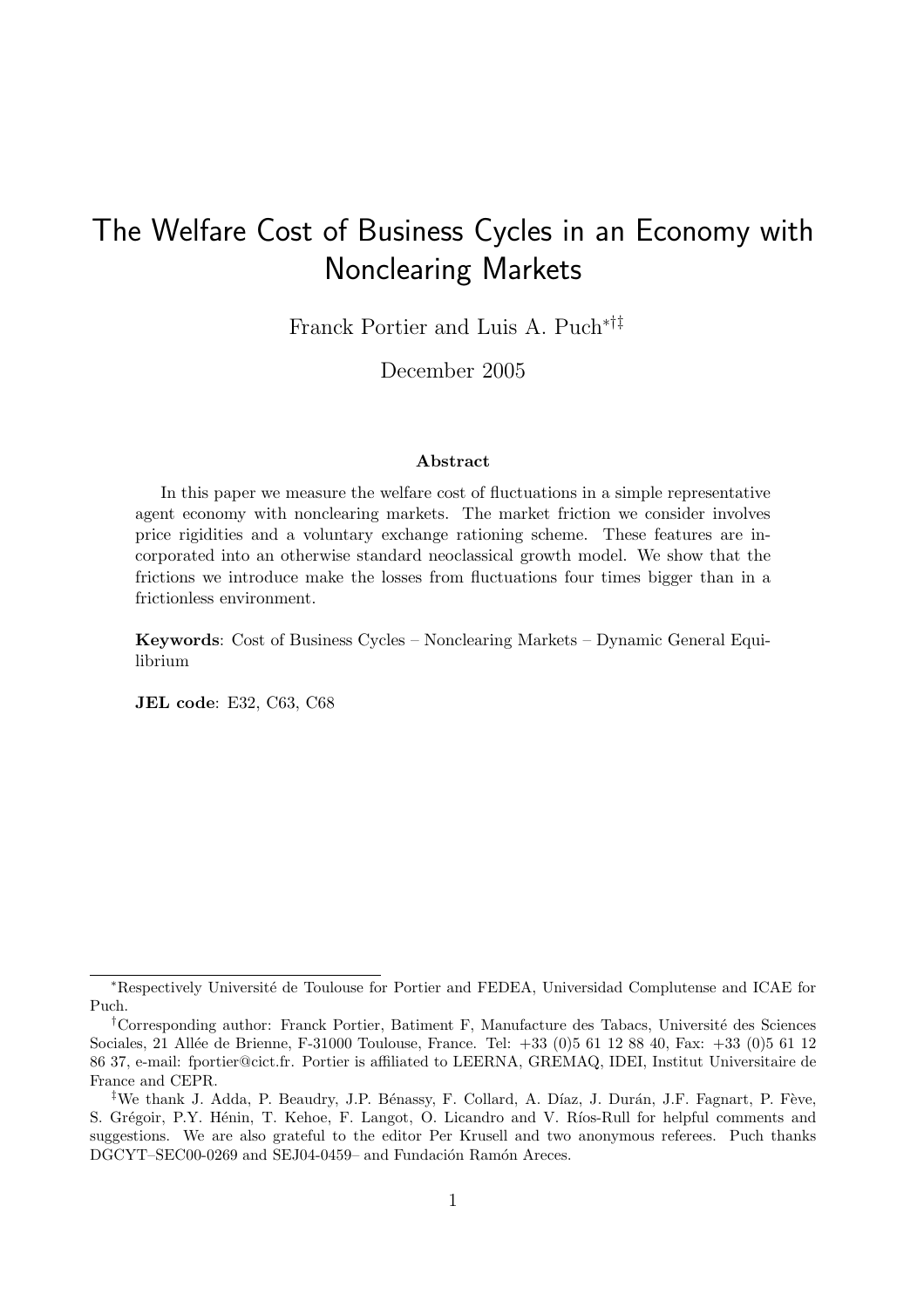# The Welfare Cost of Business Cycles in an Economy with Nonclearing Markets

Franck Portier and Luis A. Puch[*,†,‡]

December 2005

### Abstract

In this paper we measure the welfare cost of fluctuations in a simple representative agent economy with nonclearing markets. The market friction we consider involves price rigidities and a voluntary exchange rationing scheme. These features are incorporated into an otherwise standard neoclassical growth model. We show that the frictions we introduce make the losses from fluctuations four times bigger than in a frictionless environment.

**Keywords**: Cost of Business Cycles – Nonclearing Markets – Dynamic General Equilibrium

**JEL code**: E32, C63, C68

---

[*] Respectively Université de Toulouse for Portier and FEDEA, Universidad Complutense and ICAE for Puch.

[†] Corresponding author: Franck Portier, Batiment F, Manufacture des Tabacs, Université des Sciences Sociales, 21 Allée de Brienne, F-31000 Toulouse, France. Tel: +33 (0)5 61 12 88 40, Fax: +33 (0)5 61 12 86 37, e-mail: fportier@cict.fr. Portier is affiliated to LEERNA, GREMAQ, IDEI, Institut Universitaire de France and CEPR.

[‡] We thank J. Adda, P. Beaudry, J.P. Bénassy, F. Collard, A. Díaz, J. Durán, J.F. Fagnart, P. Fève, S. Grégoir, P.Y. Hénin, T. Kehoe, F. Langot, O. Licandro and V. Ríos-Rull for helpful comments and suggestions. We are also grateful to the editor Per Krusell and two anonymous referees. Puch thanks DGCYT–SEC00-0269 and SEJ04-0459– and Fundación Ramón Areces.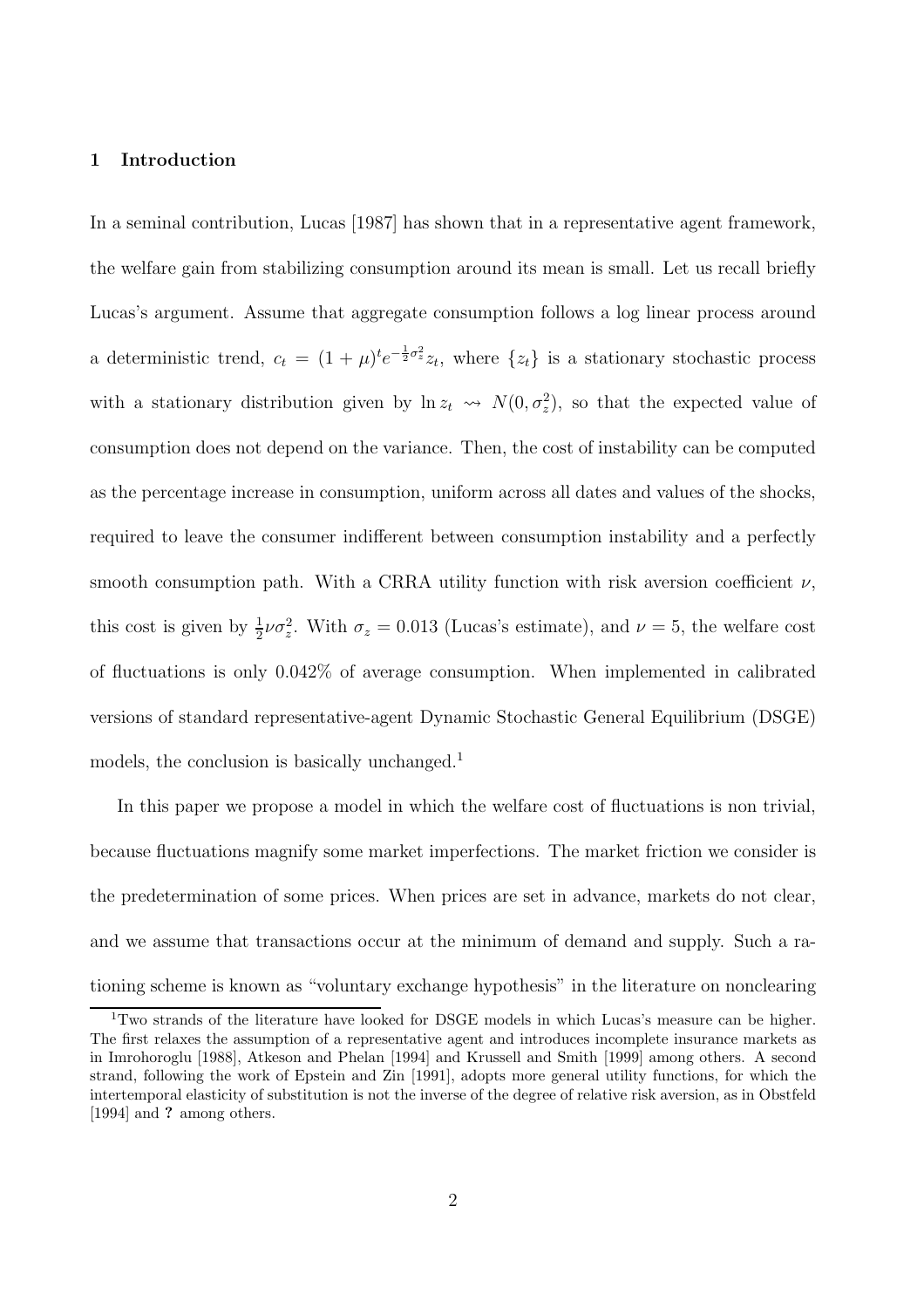## 1 Introduction

In a seminal contribution, Lucas [1987] has shown that in a representative agent framework, the welfare gain from stabilizing consumption around its mean is small. Let us recall briefly Lucas's argument. Assume that aggregate consumption follows a log linear process around a deterministic trend, $c_t = (1+\mu)^t e^{-\frac{1}{2}\sigma_z^2} z_t$, where $\{z_t\}$ is a stationary stochastic process with a stationary distribution given by $\ln z_t \rightsquigarrow N(0, \sigma_z^2)$, so that the expected value of consumption does not depend on the variance. Then, the cost of instability can be computed as the percentage increase in consumption, uniform across all dates and values of the shocks, required to leave the consumer indifferent between consumption instability and a perfectly smooth consumption path. With a CRRA utility function with risk aversion coefficient $\nu$, this cost is given by $\frac{1}{2}\nu\sigma_z^2$. With $\sigma_z = 0.013$ (Lucas's estimate), and $\nu = 5$, the welfare cost of fluctuations is only 0.042% of average consumption. When implemented in calibrated versions of standard representative-agent Dynamic Stochastic General Equilibrium (DSGE) models, the conclusion is basically unchanged.[1]

In this paper we propose a model in which the welfare cost of fluctuations is non trivial, because fluctuations magnify some market imperfections. The market friction we consider is the predetermination of some prices. When prices are set in advance, markets do not clear, and we assume that transactions occur at the minimum of demand and supply. Such a rationing scheme is known as "voluntary exchange hypothesis" in the literature on nonclearing

[1] Two strands of the literature have looked for DSGE models in which Lucas's measure can be higher. The first relaxes the assumption of a representative agent and introduces incomplete insurance markets as in Imrohoroglu [1988], Atkeson and Phelan [1994] and Krussell and Smith [1999] among others. A second strand, following the work of Epstein and Zin [1991], adopts more general utility functions, for which the intertemporal elasticity of substitution is not the inverse of the degree of relative risk aversion, as in Obstfeld [1994] and **?** among others.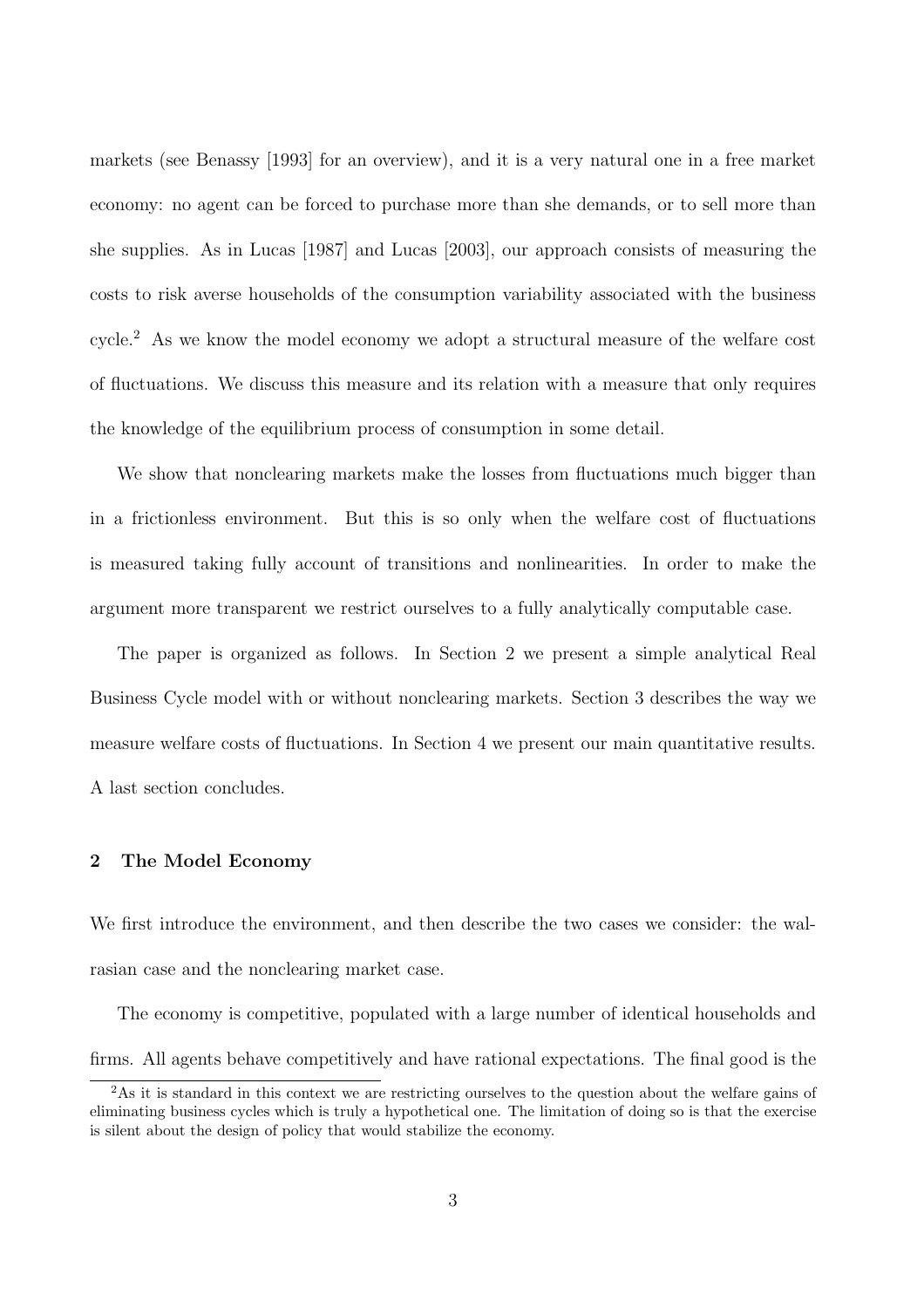markets (see Benassy [1993] for an overview), and it is a very natural one in a free market economy: no agent can be forced to purchase more than she demands, or to sell more than she supplies. As in Lucas [1987] and Lucas [2003], our approach consists of measuring the costs to risk averse households of the consumption variability associated with the business cycle.[2] As we know the model economy we adopt a structural measure of the welfare cost of fluctuations. We discuss this measure and its relation with a measure that only requires the knowledge of the equilibrium process of consumption in some detail.

We show that nonclearing markets make the losses from fluctuations much bigger than in a frictionless environment. But this is so only when the welfare cost of fluctuations is measured taking fully account of transitions and nonlinearities. In order to make the argument more transparent we restrict ourselves to a fully analytically computable case.

The paper is organized as follows. In Section 2 we present a simple analytical Real Business Cycle model with or without nonclearing markets. Section 3 describes the way we measure welfare costs of fluctuations. In Section 4 we present our main quantitative results. A last section concludes.

## 2 The Model Economy

We first introduce the environment, and then describe the two cases we consider: the walrasian case and the nonclearing market case.

The economy is competitive, populated with a large number of identical households and firms. All agents behave competitively and have rational expectations. The final good is the

[2] As it is standard in this context we are restricting ourselves to the question about the welfare gains of eliminating business cycles which is truly a hypothetical one. The limitation of doing so is that the exercise is silent about the design of policy that would stabilize the economy.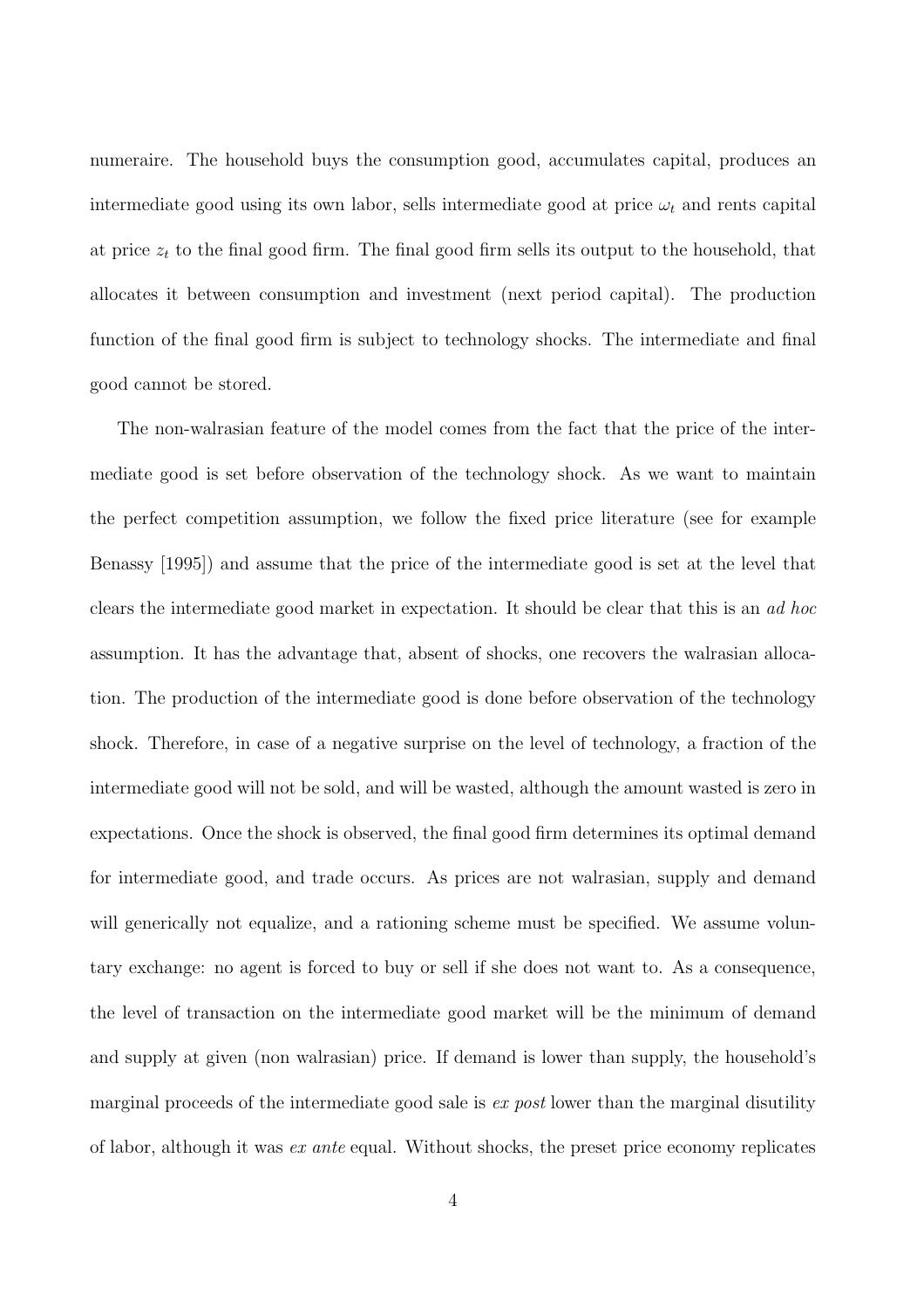numeraire. The household buys the consumption good, accumulates capital, produces an intermediate good using its own labor, sells intermediate good at price $\omega_t$ and rents capital at price $z_t$ to the final good firm. The final good firm sells its output to the household, that allocates it between consumption and investment (next period capital). The production function of the final good firm is subject to technology shocks. The intermediate and final good cannot be stored.

The non-walrasian feature of the model comes from the fact that the price of the intermediate good is set before observation of the technology shock. As we want to maintain the perfect competition assumption, we follow the fixed price literature (see for example Benassy [1995]) and assume that the price of the intermediate good is set at the level that clears the intermediate good market in expectation. It should be clear that this is an *ad hoc* assumption. It has the advantage that, absent of shocks, one recovers the walrasian allocation. The production of the intermediate good is done before observation of the technology shock. Therefore, in case of a negative surprise on the level of technology, a fraction of the intermediate good will not be sold, and will be wasted, although the amount wasted is zero in expectations. Once the shock is observed, the final good firm determines its optimal demand for intermediate good, and trade occurs. As prices are not walrasian, supply and demand will generically not equalize, and a rationing scheme must be specified. We assume voluntary exchange: no agent is forced to buy or sell if she does not want to. As a consequence, the level of transaction on the intermediate good market will be the minimum of demand and supply at given (non walrasian) price. If demand is lower than supply, the household's marginal proceeds of the intermediate good sale is *ex post* lower than the marginal disutility of labor, although it was *ex ante* equal. Without shocks, the preset price economy replicates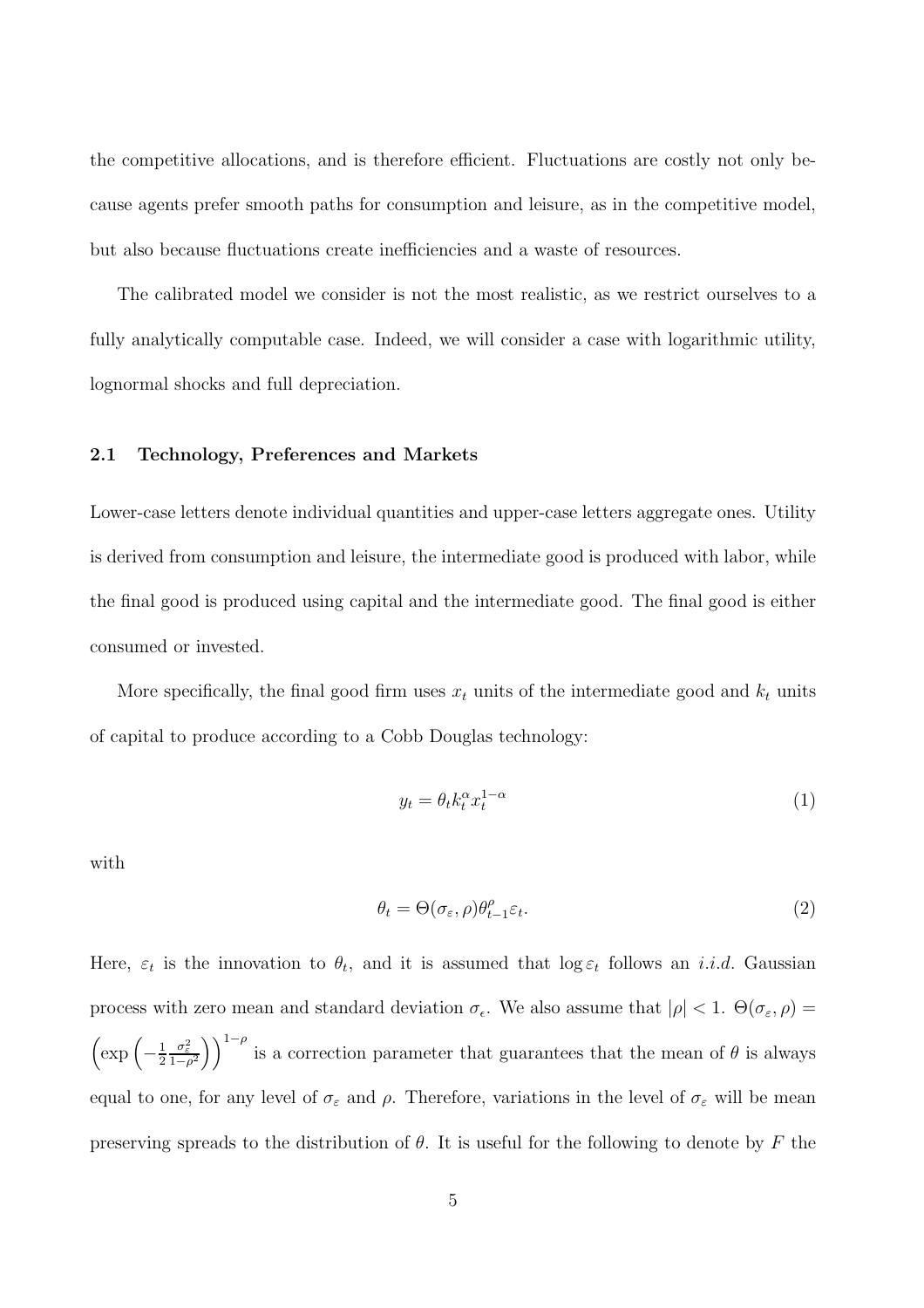the competitive allocations, and is therefore efficient. Fluctuations are costly not only because agents prefer smooth paths for consumption and leisure, as in the competitive model, but also because fluctuations create inefficiencies and a waste of resources.

The calibrated model we consider is not the most realistic, as we restrict ourselves to a fully analytically computable case. Indeed, we will consider a case with logarithmic utility, lognormal shocks and full depreciation.

### 2.1 Technology, Preferences and Markets

Lower-case letters denote individual quantities and upper-case letters aggregate ones. Utility is derived from consumption and leisure, the intermediate good is produced with labor, while the final good is produced using capital and the intermediate good. The final good is either consumed or invested.

More specifically, the final good firm uses $x_t$ units of the intermediate good and $k_t$ units of capital to produce according to a Cobb Douglas technology:

$$y_t = \theta_t k_t^{\alpha} x_t^{1-\alpha} \tag{1}$$

with

$$\theta_t = \Theta(\sigma_\varepsilon, \rho)\theta_{t-1}^{\rho}\varepsilon_t. \tag{2}$$

Here, $\varepsilon_t$ is the innovation to $\theta_t$, and it is assumed that $\log \varepsilon_t$ follows an *i.i.d.* Gaussian process with zero mean and standard deviation $\sigma_\epsilon$. We also assume that $|\rho| < 1$. $\Theta(\sigma_\varepsilon, \rho) = \left(\exp\left(-\frac{1}{2}\frac{\sigma_\varepsilon^2}{1-\rho^2}\right)\right)^{1-\rho}$ is a correction parameter that guarantees that the mean of $\theta$ is always equal to one, for any level of $\sigma_\varepsilon$ and $\rho$. Therefore, variations in the level of $\sigma_\varepsilon$ will be mean preserving spreads to the distribution of $\theta$. It is useful for the following to denote by $F$ the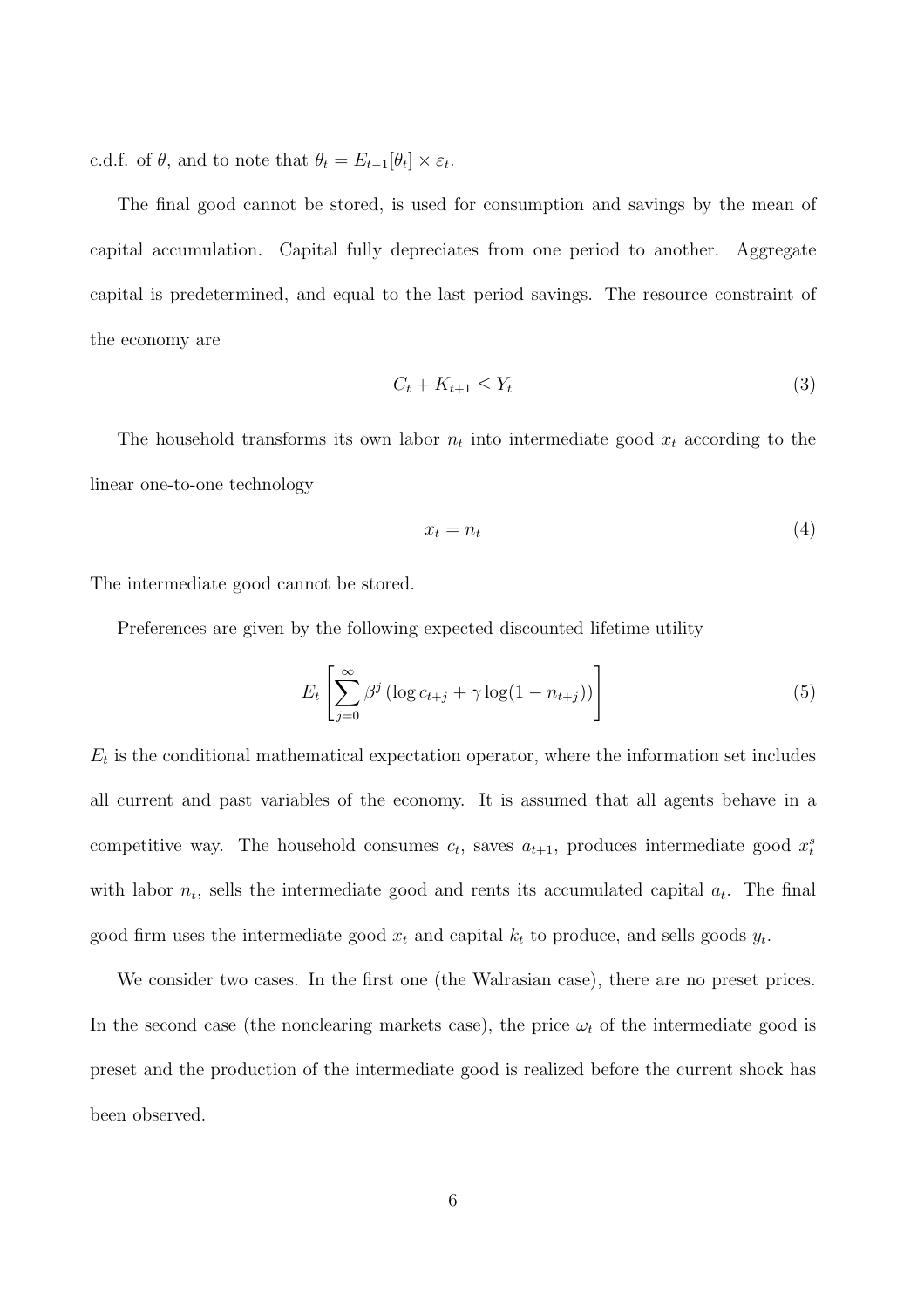c.d.f. of $\theta$, and to note that $\theta_t = E_{t-1}[\theta_t] \times \varepsilon_t$.

The final good cannot be stored, is used for consumption and savings by the mean of capital accumulation. Capital fully depreciates from one period to another. Aggregate capital is predetermined, and equal to the last period savings. The resource constraint of the economy are

$$C_t + K_{t+1} \leq Y_t \tag{3}$$

The household transforms its own labor $n_t$ into intermediate good $x_t$ according to the linear one-to-one technology

$$x_t = n_t \tag{4}$$

The intermediate good cannot be stored.

Preferences are given by the following expected discounted lifetime utility

$$E_t \left[ \sum_{j=0}^{\infty} \beta^j \left( \log c_{t+j} + \gamma \log(1 - n_{t+j}) \right) \right] \tag{5}$$

$E_t$ is the conditional mathematical expectation operator, where the information set includes all current and past variables of the economy. It is assumed that all agents behave in a competitive way. The household consumes $c_t$, saves $a_{t+1}$, produces intermediate good $x_t^s$ with labor $n_t$, sells the intermediate good and rents its accumulated capital $a_t$. The final good firm uses the intermediate good $x_t$ and capital $k_t$ to produce, and sells goods $y_t$.

We consider two cases. In the first one (the Walrasian case), there are no preset prices. In the second case (the nonclearing markets case), the price $\omega_t$ of the intermediate good is preset and the production of the intermediate good is realized before the current shock has been observed.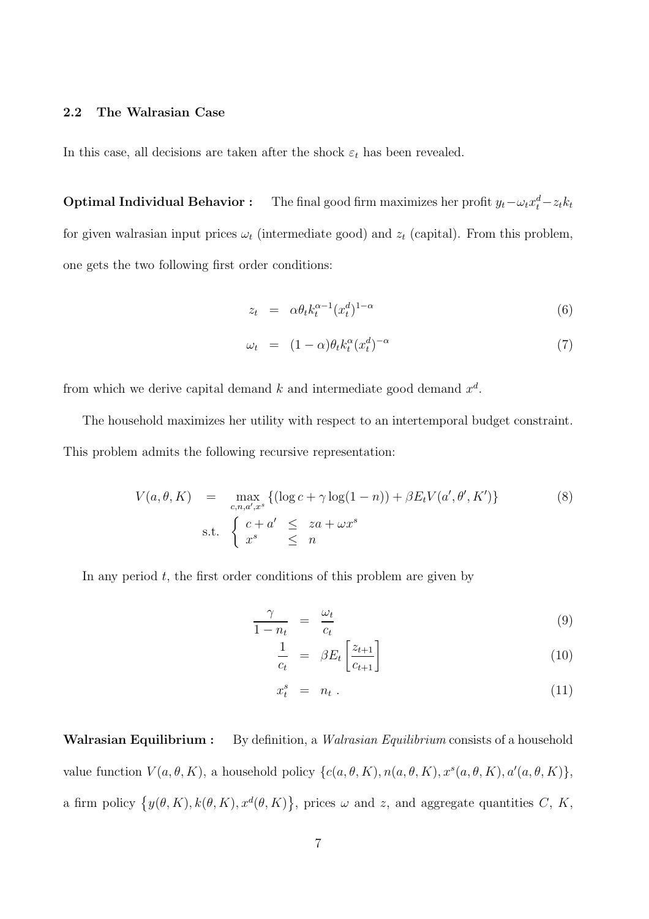### 2.2 The Walrasian Case

In this case, all decisions are taken after the shock $\varepsilon_t$ has been revealed.

**Optimal Individual Behavior :** The final good firm maximizes her profit $y_t - \omega_t x_t^d - z_t k_t$ for given walrasian input prices $\omega_t$ (intermediate good) and $z_t$ (capital). From this problem, one gets the two following first order conditions:

$$z_t = \alpha \theta_t k_t^{\alpha-1} (x_t^d)^{1-\alpha} \tag{6}$$

$$\omega_t = (1-\alpha) \theta_t k_t^{\alpha} (x_t^d)^{-\alpha} \tag{7}$$

from which we derive capital demand $k$ and intermediate good demand $x^d$.

The household maximizes her utility with respect to an intertemporal budget constraint. This problem admits the following recursive representation:

$$V(a, \theta, K) = \max_{c,n,a',x^s} \{(\log c + \gamma \log(1-n)) + \beta E_t V(a', \theta', K')\} \tag{8}$$

$$\text{s.t.} \quad \begin{cases} c + a' & \leq & za + \omega x^s \\ x^s & \leq & n \end{cases}$$

In any period $t$, the first order conditions of this problem are given by

$$\frac{\gamma}{1-n_t} = \frac{\omega_t}{c_t} \tag{9}$$

$$\frac{1}{c_t} = \beta E_t \left[ \frac{z_{t+1}}{c_{t+1}} \right] \tag{10}$$

$$x_t^s = n_t \; . \tag{11}$$

**Walrasian Equilibrium :** By definition, a *Walrasian Equilibrium* consists of a household value function $V(a, \theta, K)$, a household policy $\{c(a, \theta, K), n(a, \theta, K), x^s(a, \theta, K), a'(a, \theta, K)\}$, a firm policy $\{y(\theta, K), k(\theta, K), x^d(\theta, K)\}$, prices $\omega$ and $z$, and aggregate quantities $C$, $K$,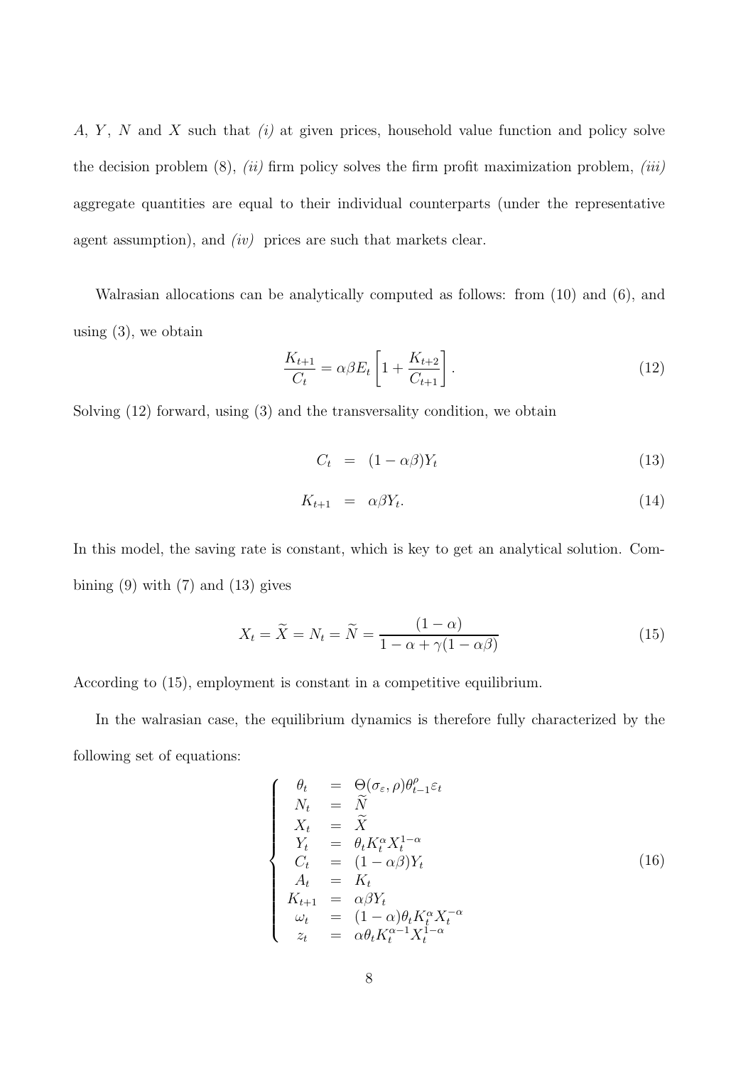$A$, $Y$, $N$ and $X$ such that *(i)* at given prices, household value function and policy solve the decision problem (8), *(ii)* firm policy solves the firm profit maximization problem, *(iii)* aggregate quantities are equal to their individual counterparts (under the representative agent assumption), and *(iv)* prices are such that markets clear.

Walrasian allocations can be analytically computed as follows: from (10) and (6), and using (3), we obtain

$$\frac{K_{t+1}}{C_t} = \alpha\beta E_t \left[ 1 + \frac{K_{t+2}}{C_{t+1}} \right]. \tag{12}$$

Solving (12) forward, using (3) and the transversality condition, we obtain

$$C_t = (1 - \alpha\beta) Y_t \tag{13}$$

$$K_{t+1} = \alpha\beta Y_t. \tag{14}$$

In this model, the saving rate is constant, which is key to get an analytical solution. Combining (9) with (7) and (13) gives

$$X_t = \widetilde{X} = N_t = \widetilde{N} = \frac{(1-\alpha)}{1 - \alpha + \gamma(1 - \alpha\beta)} \tag{15}$$

According to (15), employment is constant in a competitive equilibrium.

In the walrasian case, the equilibrium dynamics is therefore fully characterized by the following set of equations:

$$\left\{ \begin{array}{lcl} \theta_t & = & \Theta(\sigma_\varepsilon, \rho)\theta_{t-1}^{\rho}\varepsilon_t \\ N_t & = & \widetilde{N} \\ X_t & = & \widetilde{X} \\ Y_t & = & \theta_t K_t^{\alpha} X_t^{1-\alpha} \\ C_t & = & (1-\alpha\beta) Y_t \\ A_t & = & K_t \\ K_{t+1} & = & \alpha\beta Y_t \\ \omega_t & = & (1-\alpha)\theta_t K_t^{\alpha} X_t^{-\alpha} \\ z_t & = & \alpha\theta_t K_t^{\alpha-1} X_t^{1-\alpha} \end{array} \right. \tag{16}$$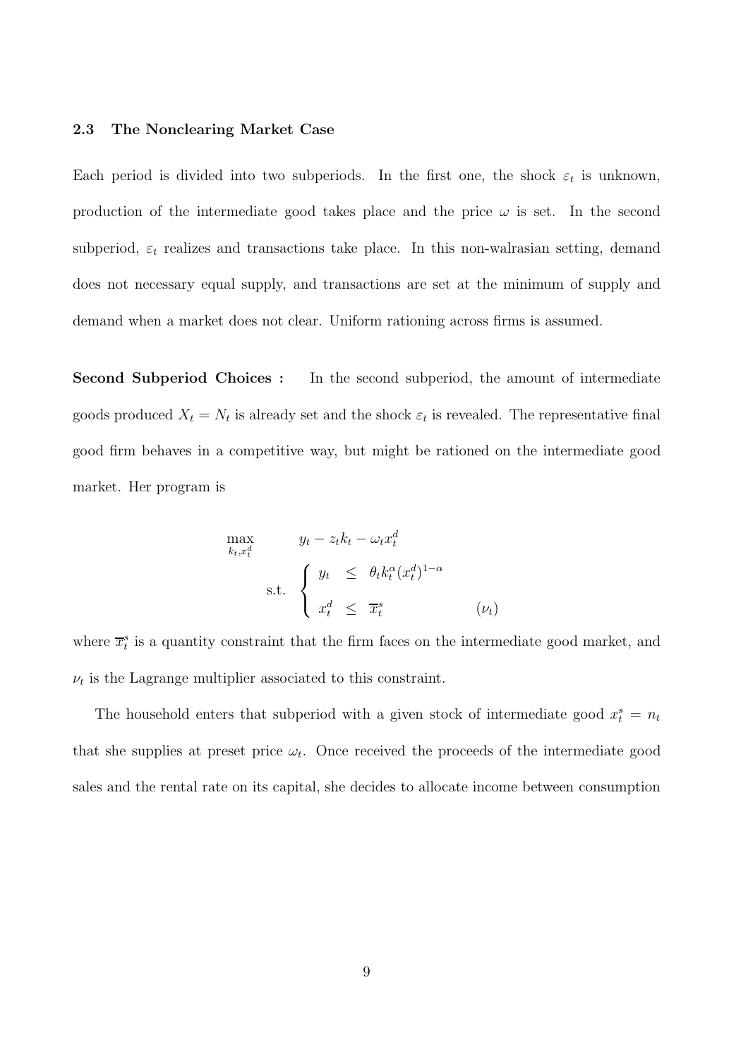### 2.3 The Nonclearing Market Case

Each period is divided into two subperiods. In the first one, the shock $\varepsilon_t$ is unknown, production of the intermediate good takes place and the price $\omega$ is set. In the second subperiod, $\varepsilon_t$ realizes and transactions take place. In this non-walrasian setting, demand does not necessary equal supply, and transactions are set at the minimum of supply and demand when a market does not clear. Uniform rationing across firms is assumed.

**Second Subperiod Choices :** In the second subperiod, the amount of intermediate goods produced $X_t = N_t$ is already set and the shock $\varepsilon_t$ is revealed. The representative final good firm behaves in a competitive way, but might be rationed on the intermediate good market. Her program is

$$
\max_{k_t, x_t^d} \quad y_t - z_t k_t - \omega_t x_t^d
$$
$$
\text{s.t.} \quad \begin{cases} y_t \leq \theta_t k_t^{\alpha} (x_t^d)^{1-\alpha} & \\ x_t^d \leq \overline{x}_t^s & (\nu_t) \end{cases}
$$

where $\overline{x}_t^s$ is a quantity constraint that the firm faces on the intermediate good market, and $\nu_t$ is the Lagrange multiplier associated to this constraint.

The household enters that subperiod with a given stock of intermediate good $x_t^s = n_t$ that she supplies at preset price $\omega_t$. Once received the proceeds of the intermediate good sales and the rental rate on its capital, she decides to allocate income between consumption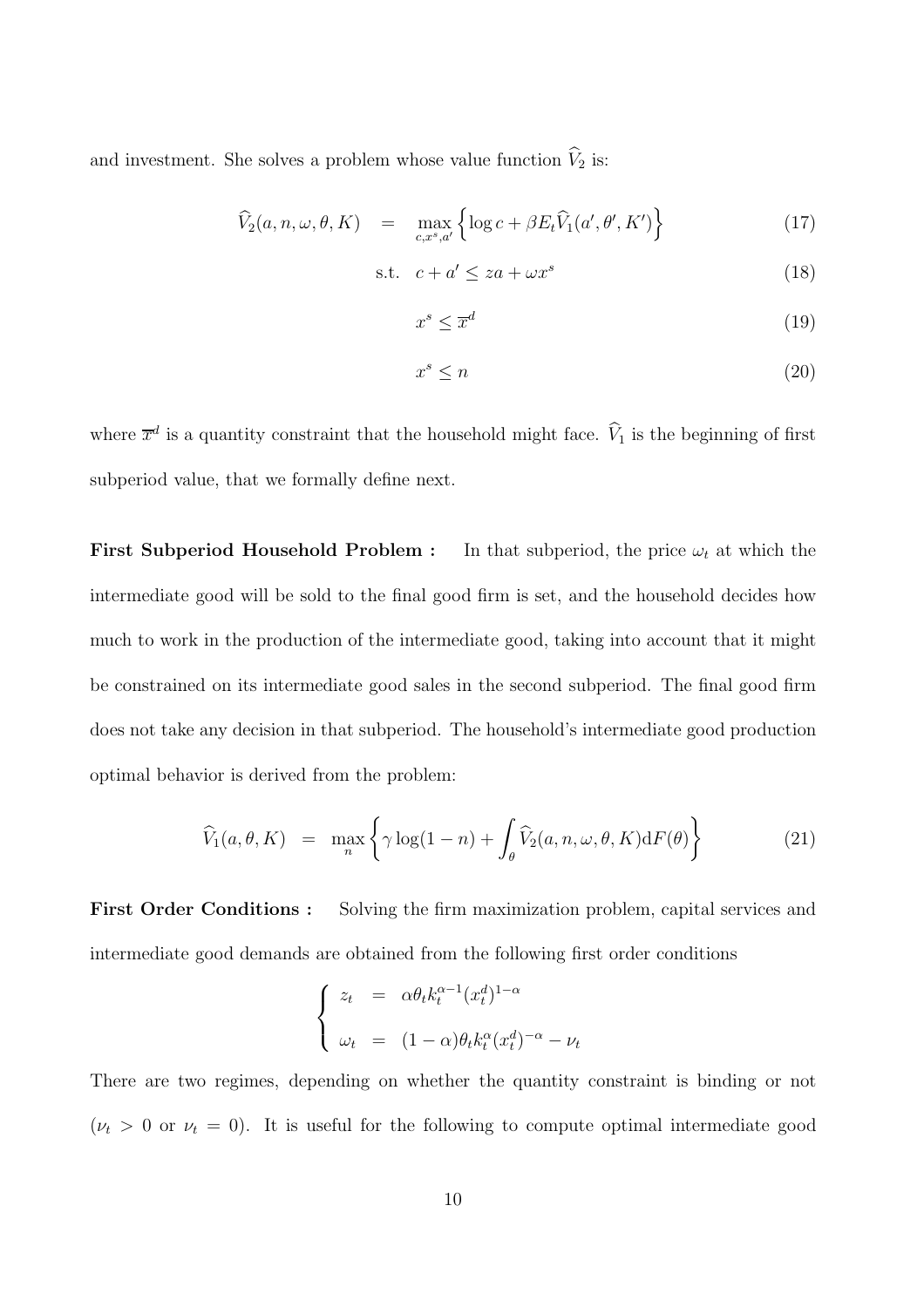and investment. She solves a problem whose value function $\widehat{V}_2$ is:

$$\widehat{V}_2(a, n, \omega, \theta, K) = \max_{c, x^s, a'} \left\{ \log c + \beta E_t \widehat{V}_1(a', \theta', K') \right\} \tag{17}$$

$$\text{s.t.} \quad c + a' \leq za + \omega x^s \tag{18}$$

$$x^s \leq \overline{x}^d \tag{19}$$

$$x^s \leq n \tag{20}$$

where $\overline{x}^d$ is a quantity constraint that the household might face. $\widehat{V}_1$ is the beginning of first subperiod value, that we formally define next.

**First Subperiod Household Problem :** In that subperiod, the price $\omega_t$ at which the intermediate good will be sold to the final good firm is set, and the household decides how much to work in the production of the intermediate good, taking into account that it might be constrained on its intermediate good sales in the second subperiod. The final good firm does not take any decision in that subperiod. The household's intermediate good production optimal behavior is derived from the problem:

$$\widehat{V}_1(a, \theta, K) = \max_n \left\{ \gamma \log(1 - n) + \int_\theta \widehat{V}_2(a, n, \omega, \theta, K) \mathrm{d}F(\theta) \right\} \tag{21}$$

**First Order Conditions :** Solving the firm maximization problem, capital services and intermediate good demands are obtained from the following first order conditions

$$\begin{cases} z_t = \alpha \theta_t k_t^{\alpha - 1} (x_t^d)^{1-\alpha} \\ \omega_t = (1 - \alpha) \theta_t k_t^\alpha (x_t^d)^{-\alpha} - \nu_t \end{cases}$$

There are two regimes, depending on whether the quantity constraint is binding or not ($\nu_t > 0$ or $\nu_t = 0$). It is useful for the following to compute optimal intermediate good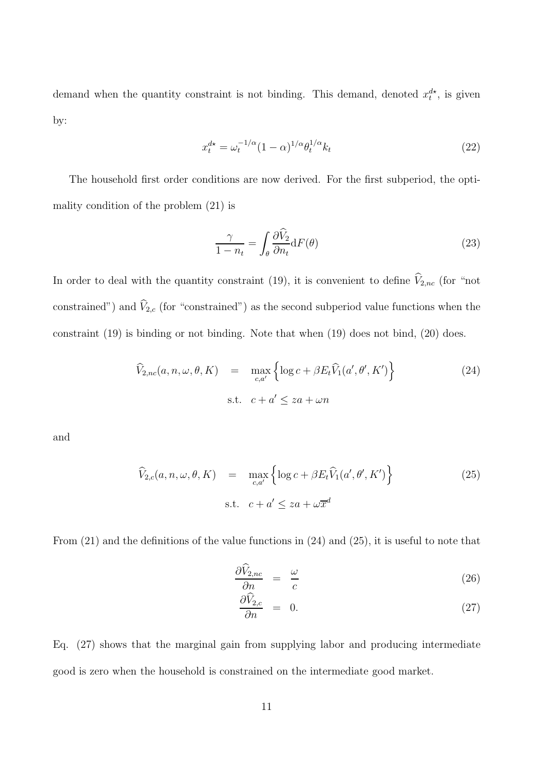demand when the quantity constraint is not binding. This demand, denoted $x_t^{d\star}$, is given by:

$$
x_t^{d\star} = \omega_t^{-1/\alpha}(1-\alpha)^{1/\alpha}\theta_t^{1/\alpha}k_t \tag{22}
$$

The household first order conditions are now derived. For the first subperiod, the optimality condition of the problem (21) is

$$
\frac{\gamma}{1-n_t} = \int_\theta \frac{\partial \widehat{V}_2}{\partial n_t}\mathrm{d}F(\theta) \tag{23}
$$

In order to deal with the quantity constraint (19), it is convenient to define $\widehat{V}_{2,nc}$ (for "not constrained") and $\widehat{V}_{2,c}$ (for "constrained") as the second subperiod value functions when the constraint (19) is binding or not binding. Note that when (19) does not bind, (20) does.

$$
\begin{aligned}
\widehat{V}_{2,nc}(a,n,\omega,\theta,K) &= \max_{c,a'}\left\{\log c + \beta E_t \widehat{V}_1(a',\theta',K')\right\} \\
&\text{s.t.} \quad c + a' \leq za + \omega n
\end{aligned} \tag{24}
$$

and

$$
\begin{aligned}
\widehat{V}_{2,c}(a,n,\omega,\theta,K) &= \max_{c,a'}\left\{\log c + \beta E_t \widehat{V}_1(a',\theta',K')\right\} \\
&\text{s.t.} \quad c + a' \leq za + \omega \overline{x}^d
\end{aligned} \tag{25}
$$

From (21) and the definitions of the value functions in (24) and (25), it is useful to note that

$$
\frac{\partial \widehat{V}_{2,nc}}{\partial n} = \frac{\omega}{c} \tag{26}
$$

$$
\frac{\partial \widehat{V}_{2,c}}{\partial n} = 0. \tag{27}
$$

Eq. (27) shows that the marginal gain from supplying labor and producing intermediate good is zero when the household is constrained on the intermediate good market.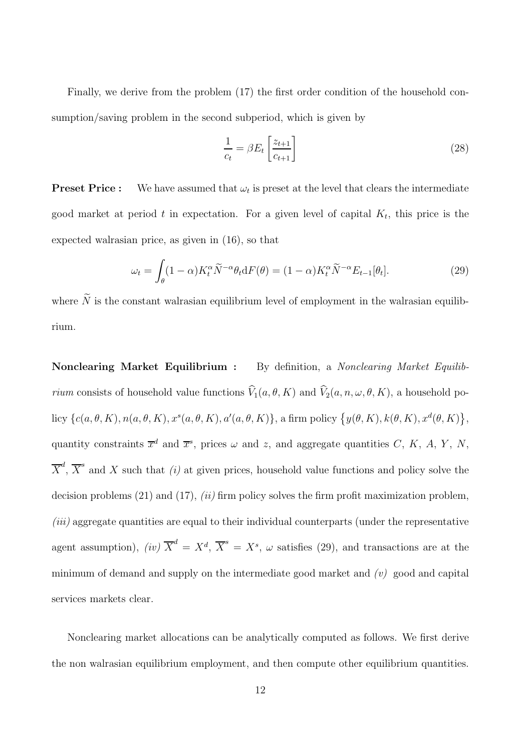Finally, we derive from the problem (17) the first order condition of the household consumption/saving problem in the second subperiod, which is given by

$$\frac{1}{c_t} = \beta E_t \left[ \frac{z_{t+1}}{c_{t+1}} \right] \tag{28}$$

**Preset Price :** We have assumed that $\omega_t$ is preset at the level that clears the intermediate good market at period $t$ in expectation. For a given level of capital $K_t$, this price is the expected walrasian price, as given in (16), so that

$$\omega_t = \int_\theta (1-\alpha) K_t^\alpha \widetilde{N}^{-\alpha} \theta_t \mathrm{d}F(\theta) = (1-\alpha) K_t^\alpha \widetilde{N}^{-\alpha} E_{t-1}[\theta_t]. \tag{29}$$

where $\widetilde{N}$ is the constant walrasian equilibrium level of employment in the walrasian equilibrium.

**Nonclearing Market Equilibrium :** By definition, a *Nonclearing Market Equilibrium* consists of household value functions $\widehat{V}_1(a, \theta, K)$ and $\widehat{V}_2(a, n, \omega, \theta, K)$, a household policy $\{c(a, \theta, K), n(a, \theta, K), x^s(a, \theta, K), a'(a, \theta, K)\}$, a firm policy $\{y(\theta, K), k(\theta, K), x^d(\theta, K)\}$, quantity constraints $\overline{x}^d$ and $\overline{x}^s$, prices $\omega$ and $z$, and aggregate quantities $C$, $K$, $A$, $Y$, $N$, $\overline{X}^d$, $\overline{X}^s$ and $X$ such that *(i)* at given prices, household value functions and policy solve the decision problems (21) and (17), *(ii)* firm policy solves the firm profit maximization problem, *(iii)* aggregate quantities are equal to their individual counterparts (under the representative agent assumption), *(iv)* $\overline{X}^d = X^d$, $\overline{X}^s = X^s$, $\omega$ satisfies (29), and transactions are at the minimum of demand and supply on the intermediate good market and *(v)* good and capital services markets clear.

Nonclearing market allocations can be analytically computed as follows. We first derive the non walrasian equilibrium employment, and then compute other equilibrium quantities.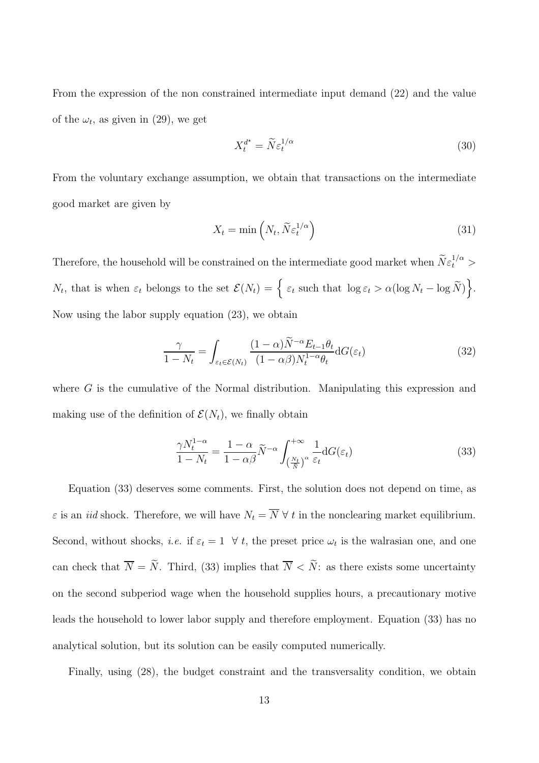From the expression of the non constrained intermediate input demand (22) and the value of the $\omega_t$, as given in (29), we get

$$X_t^{d^\star} = \widetilde{N}\varepsilon_t^{1/\alpha} \tag{30}$$

From the voluntary exchange assumption, we obtain that transactions on the intermediate good market are given by

$$X_t = \min\left(N_t, \widetilde{N}\varepsilon_t^{1/\alpha}\right) \tag{31}$$

Therefore, the household will be constrained on the intermediate good market when $\widetilde{N}\varepsilon_t^{1/\alpha} > N_t$, that is when $\varepsilon_t$ belongs to the set $\mathcal{E}(N_t) = \Big\{\ \varepsilon_t \text{ such that } \log\varepsilon_t > \alpha(\log N_t - \log\widetilde{N})\Big\}$. Now using the labor supply equation (23), we obtain

$$\frac{\gamma}{1-N_t} = \int_{\varepsilon_t\in\mathcal{E}(N_t)} \frac{(1-\alpha)\widetilde{N}^{-\alpha}E_{t-1}\theta_t}{(1-\alpha\beta)N_t^{1-\alpha}\theta_t}\mathrm{d}G(\varepsilon_t) \tag{32}$$

where $G$ is the cumulative of the Normal distribution. Manipulating this expression and making use of the definition of $\mathcal{E}(N_t)$, we finally obtain

$$\frac{\gamma N_t^{1-\alpha}}{1-N_t} = \frac{1-\alpha}{1-\alpha\beta}\widetilde{N}^{-\alpha}\int_{\left(\frac{N_t}{\widetilde{N}}\right)^\alpha}^{+\infty} \frac{1}{\varepsilon_t}\mathrm{d}G(\varepsilon_t) \tag{33}$$

Equation (33) deserves some comments. First, the solution does not depend on time, as $\varepsilon$ is an *iid* shock. Therefore, we will have $N_t = \overline{N}\ \forall\ t$ in the nonclearing market equilibrium. Second, without shocks, *i.e.* if $\varepsilon_t = 1\ \ \forall\ t$, the preset price $\omega_t$ is the walrasian one, and one can check that $\overline{N} = \widetilde{N}$. Third, (33) implies that $\overline{N} < \widetilde{N}$: as there exists some uncertainty on the second subperiod wage when the household supplies hours, a precautionary motive leads the household to lower labor supply and therefore employment. Equation (33) has no analytical solution, but its solution can be easily computed numerically.

Finally, using (28), the budget constraint and the transversality condition, we obtain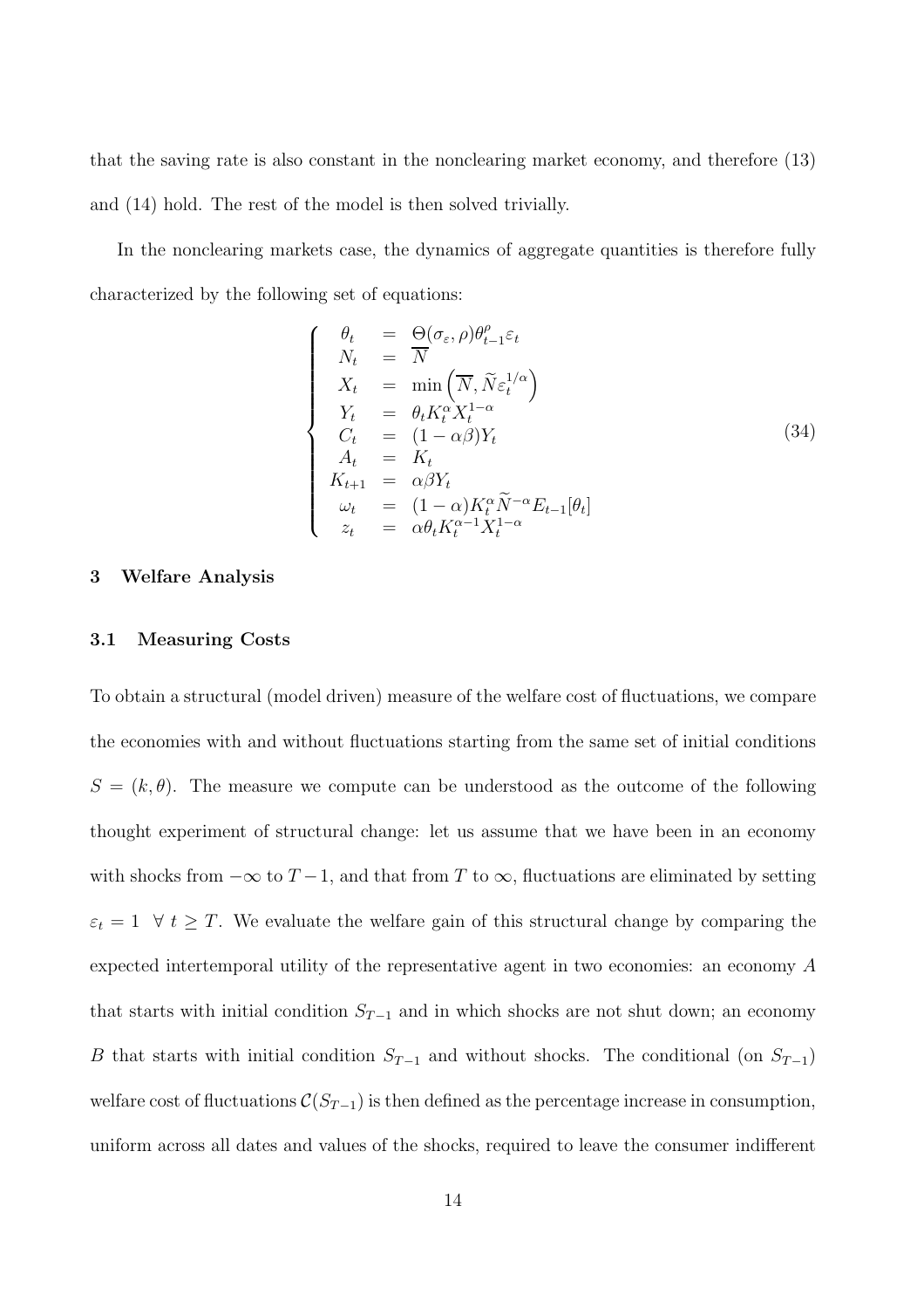that the saving rate is also constant in the nonclearing market economy, and therefore (13) and (14) hold. The rest of the model is then solved trivially.

In the nonclearing markets case, the dynamics of aggregate quantities is therefore fully characterized by the following set of equations:

$$
\left\{
\begin{array}{rcl}
\theta_t & = & \Theta(\sigma_\varepsilon, \rho)\theta_{t-1}^{\rho}\varepsilon_t \\
N_t & = & \overline{N} \\
X_t & = & \min\left(\overline{N}, \widetilde{N}\varepsilon_t^{1/\alpha}\right) \\
Y_t & = & \theta_t K_t^{\alpha} X_t^{1-\alpha} \\
C_t & = & (1-\alpha\beta)Y_t \\
A_t & = & K_t \\
K_{t+1} & = & \alpha\beta Y_t \\
\omega_t & = & (1-\alpha)K_t^{\alpha}\widetilde{N}^{-\alpha}E_{t-1}[\theta_t] \\
z_t & = & \alpha\theta_t K_t^{\alpha-1}X_t^{1-\alpha}
\end{array}
\right.
\tag{34}
$$

## 3 Welfare Analysis

### 3.1 Measuring Costs

To obtain a structural (model driven) measure of the welfare cost of fluctuations, we compare the economies with and without fluctuations starting from the same set of initial conditions $S = (k, \theta)$. The measure we compute can be understood as the outcome of the following thought experiment of structural change: let us assume that we have been in an economy with shocks from $-\infty$ to $T-1$, and that from $T$ to $\infty$, fluctuations are eliminated by setting $\varepsilon_t = 1 \;\; \forall \; t \geq T$. We evaluate the welfare gain of this structural change by comparing the expected intertemporal utility of the representative agent in two economies: an economy $A$ that starts with initial condition $S_{T-1}$ and in which shocks are not shut down; an economy $B$ that starts with initial condition $S_{T-1}$ and without shocks. The conditional (on $S_{T-1}$) welfare cost of fluctuations $\mathcal{C}(S_{T-1})$ is then defined as the percentage increase in consumption, uniform across all dates and values of the shocks, required to leave the consumer indifferent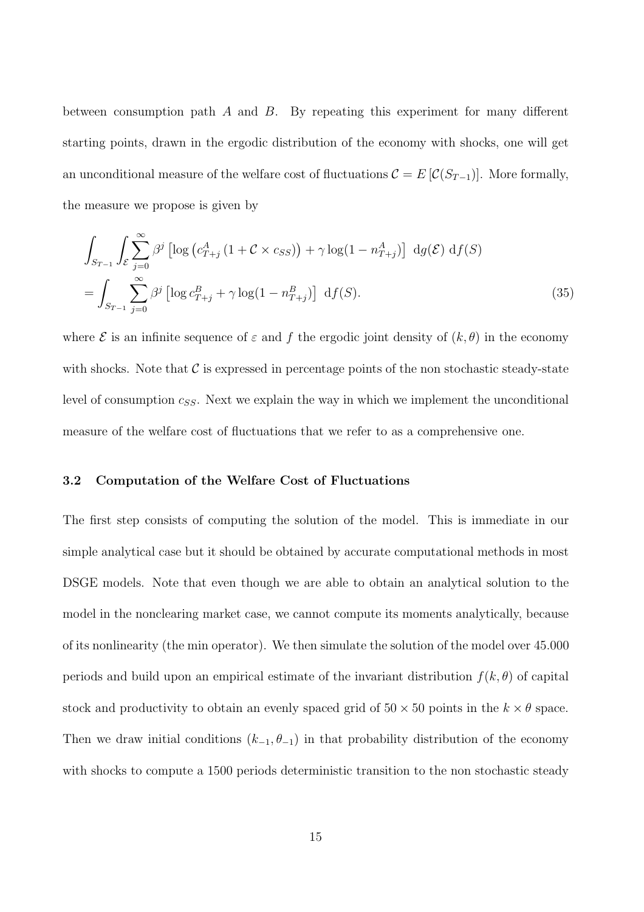between consumption path $A$ and $B$. By repeating this experiment for many different starting points, drawn in the ergodic distribution of the economy with shocks, one will get an unconditional measure of the welfare cost of fluctuations $\mathcal{C} = E\left[\mathcal{C}(S_{T-1})\right]$. More formally, the measure we propose is given by

$$
\begin{aligned}
&\int_{S_{T-1}} \int_{\mathcal{E}} \sum_{j=0}^{\infty} \beta^j \left[\log\left(c_{T+j}^{A}\left(1+\mathcal{C}\times c_{SS}\right)\right) + \gamma \log(1-n_{T+j}^{A})\right] \, \mathrm{d}g(\mathcal{E}) \, \mathrm{d}f(S) \\
&= \int_{S_{T-1}} \sum_{j=0}^{\infty} \beta^j \left[\log c_{T+j}^{B} + \gamma \log(1-n_{T+j}^{B})\right] \, \mathrm{d}f(S).
\end{aligned} \tag{35}
$$

where $\mathcal{E}$ is an infinite sequence of $\varepsilon$ and $f$ the ergodic joint density of $(k, \theta)$ in the economy with shocks. Note that $\mathcal{C}$ is expressed in percentage points of the non stochastic steady-state level of consumption $c_{SS}$. Next we explain the way in which we implement the unconditional measure of the welfare cost of fluctuations that we refer to as a comprehensive one.

### 3.2 Computation of the Welfare Cost of Fluctuations

The first step consists of computing the solution of the model. This is immediate in our simple analytical case but it should be obtained by accurate computational methods in most DSGE models. Note that even though we are able to obtain an analytical solution to the model in the nonclearing market case, we cannot compute its moments analytically, because of its nonlinearity (the min operator). We then simulate the solution of the model over 45.000 periods and build upon an empirical estimate of the invariant distribution $f(k, \theta)$ of capital stock and productivity to obtain an evenly spaced grid of $50 \times 50$ points in the $k \times \theta$ space. Then we draw initial conditions $(k_{-1}, \theta_{-1})$ in that probability distribution of the economy with shocks to compute a 1500 periods deterministic transition to the non stochastic steady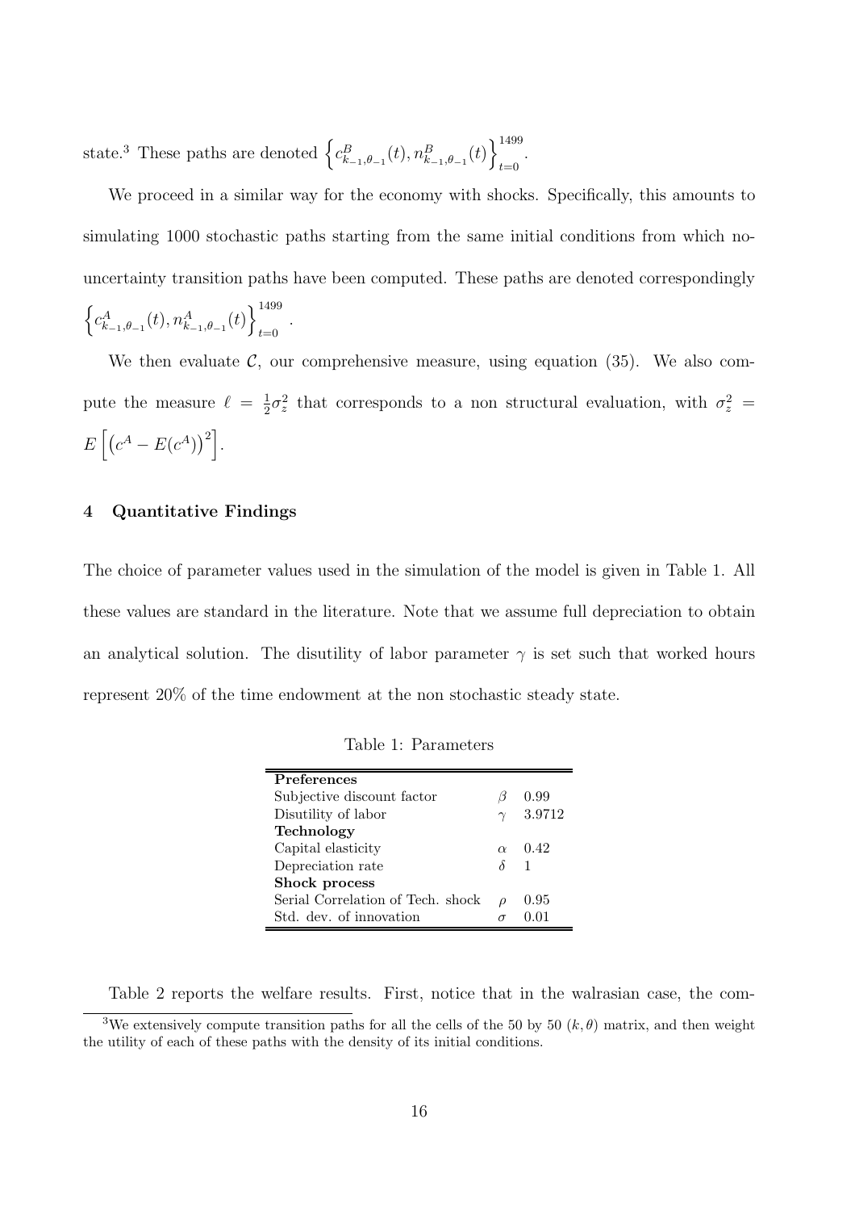state.[3] These paths are denoted $\left\{c^B_{k_{-1},\theta_{-1}}(t), n^B_{k_{-1},\theta_{-1}}(t)\right\}_{t=0}^{1499}$.

We proceed in a similar way for the economy with shocks. Specifically, this amounts to simulating 1000 stochastic paths starting from the same initial conditions from which no-uncertainty transition paths have been computed. These paths are denoted correspondingly $\left\{c^A_{k_{-1},\theta_{-1}}(t), n^A_{k_{-1},\theta_{-1}}(t)\right\}_{t=0}^{1499}$.

We then evaluate $\mathcal{C}$, our comprehensive measure, using equation (35). We also compute the measure $\ell = \frac{1}{2}\sigma_z^2$ that corresponds to a non structural evaluation, with $\sigma_z^2 = E\left[\left(c^A - E(c^A)\right)^2\right]$.

## 4 Quantitative Findings

The choice of parameter values used in the simulation of the model is given in Table 1. All these values are standard in the literature. Note that we assume full depreciation to obtain an analytical solution. The disutility of labor parameter $\gamma$ is set such that worked hours represent 20% of the time endowment at the non stochastic steady state.

Table 1: Parameters

| | | |
|---|---|---|
| **Preferences** | | |
| Subjective discount factor | $\beta$ | 0.99 |
| Disutility of labor | $\gamma$ | 3.9712 |
| **Technology** | | |
| Capital elasticity | $\alpha$ | 0.42 |
| Depreciation rate | $\delta$ | 1 |
| **Shock process** | | |
| Serial Correlation of Tech. shock | $\rho$ | 0.95 |
| Std. dev. of innovation | $\sigma$ | 0.01 |

Table 2 reports the welfare results. First, notice that in the walrasian case, the com-

[3] We extensively compute transition paths for all the cells of the 50 by 50 $(k, \theta)$ matrix, and then weight the utility of each of these paths with the density of its initial conditions.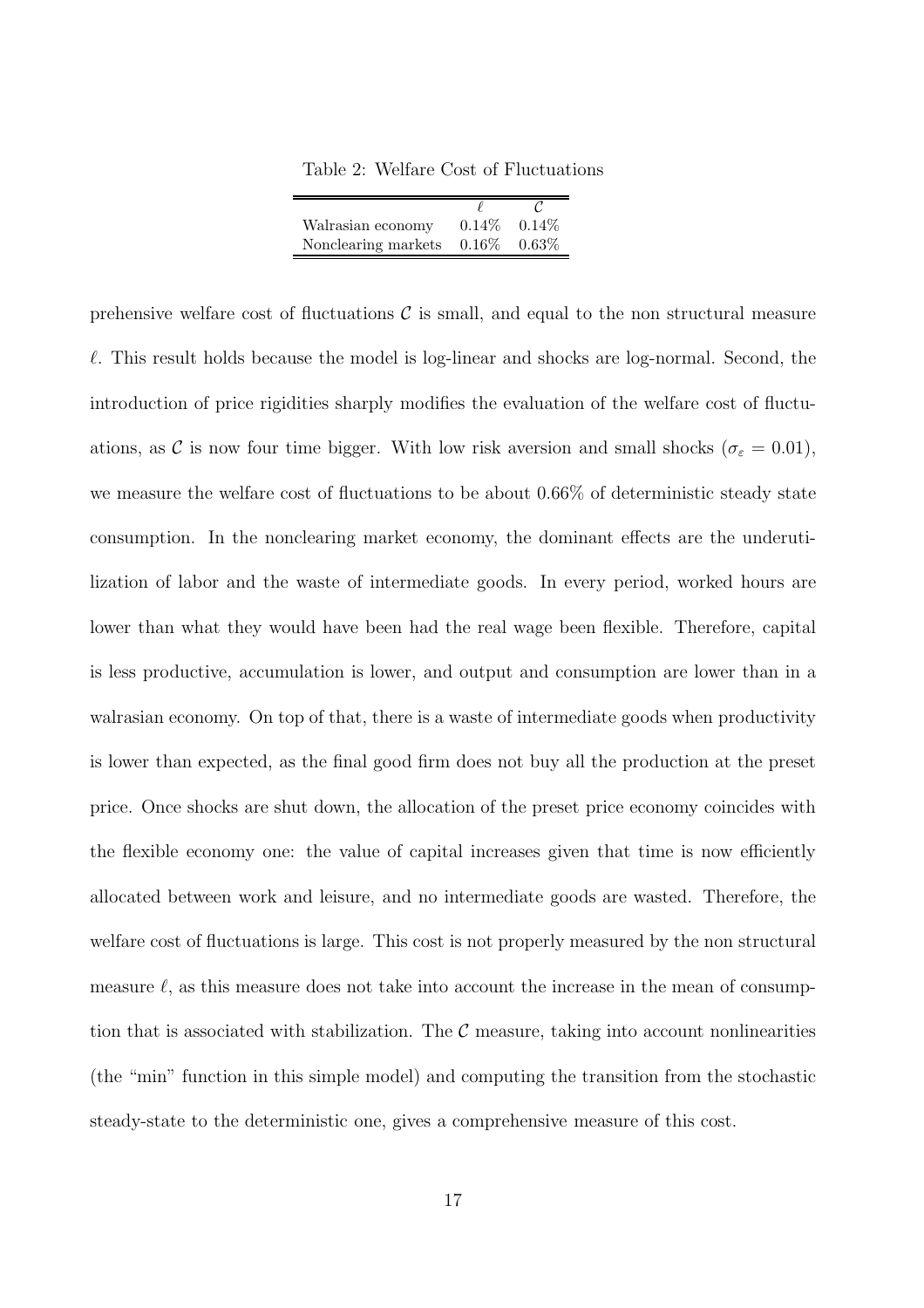Table 2: Welfare Cost of Fluctuations

| | $\ell$ | $\mathcal{C}$ |
|---|---|---|
| Walrasian economy | 0.14% | 0.14% |
| Nonclearing markets | 0.16% | 0.63% |

prehensive welfare cost of fluctuations $\mathcal{C}$ is small, and equal to the non structural measure $\ell$. This result holds because the model is log-linear and shocks are log-normal. Second, the introduction of price rigidities sharply modifies the evaluation of the welfare cost of fluctuations, as $\mathcal{C}$ is now four time bigger. With low risk aversion and small shocks ($\sigma_\varepsilon = 0.01$), we measure the welfare cost of fluctuations to be about 0.66% of deterministic steady state consumption. In the nonclearing market economy, the dominant effects are the underutilization of labor and the waste of intermediate goods. In every period, worked hours are lower than what they would have been had the real wage been flexible. Therefore, capital is less productive, accumulation is lower, and output and consumption are lower than in a walrasian economy. On top of that, there is a waste of intermediate goods when productivity is lower than expected, as the final good firm does not buy all the production at the preset price. Once shocks are shut down, the allocation of the preset price economy coincides with the flexible economy one: the value of capital increases given that time is now efficiently allocated between work and leisure, and no intermediate goods are wasted. Therefore, the welfare cost of fluctuations is large. This cost is not properly measured by the non structural measure $\ell$, as this measure does not take into account the increase in the mean of consumption that is associated with stabilization. The $\mathcal{C}$ measure, taking into account nonlinearities (the "min" function in this simple model) and computing the transition from the stochastic steady-state to the deterministic one, gives a comprehensive measure of this cost.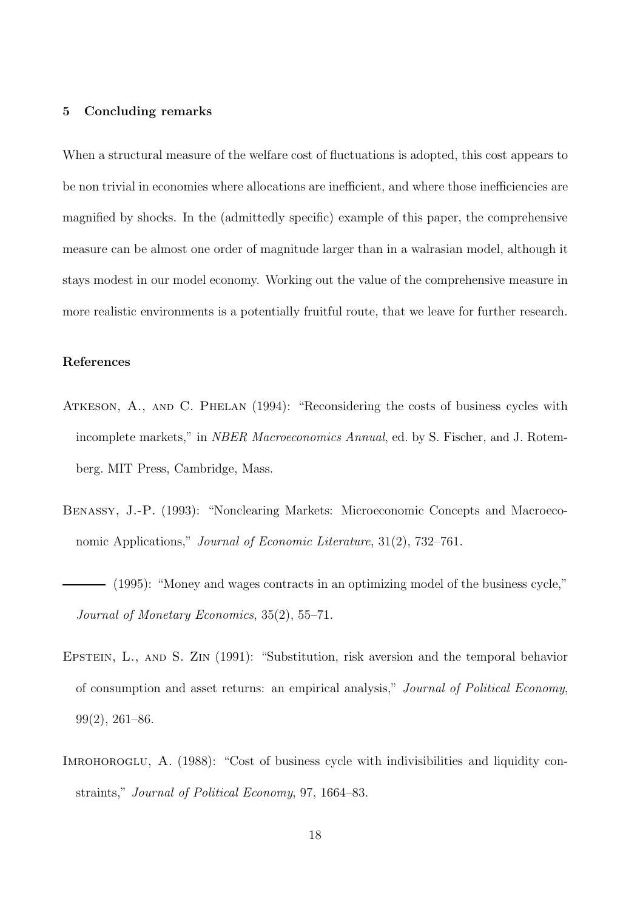## 5 Concluding remarks

When a structural measure of the welfare cost of fluctuations is adopted, this cost appears to be non trivial in economies where allocations are inefficient, and where those inefficiencies are magnified by shocks. In the (admittedly specific) example of this paper, the comprehensive measure can be almost one order of magnitude larger than in a walrasian model, although it stays modest in our model economy. Working out the value of the comprehensive measure in more realistic environments is a potentially fruitful route, that we leave for further research.

## References

Atkeson, A., and C. Phelan (1994): "Reconsidering the costs of business cycles with incomplete markets," in *NBER Macroeconomics Annual*, ed. by S. Fischer, and J. Rotemberg. MIT Press, Cambridge, Mass.

Benassy, J.-P. (1993): "Nonclearing Markets: Microeconomic Concepts and Macroeconomic Applications," *Journal of Economic Literature*, 31(2), 732–761.

——— (1995): "Money and wages contracts in an optimizing model of the business cycle," *Journal of Monetary Economics*, 35(2), 55–71.

Epstein, L., and S. Zin (1991): "Substitution, risk aversion and the temporal behavior of consumption and asset returns: an empirical analysis," *Journal of Political Economy*, 99(2), 261–86.

Imrohoroglu, A. (1988): "Cost of business cycle with indivisibilities and liquidity constraints," *Journal of Political Economy*, 97, 1664–83.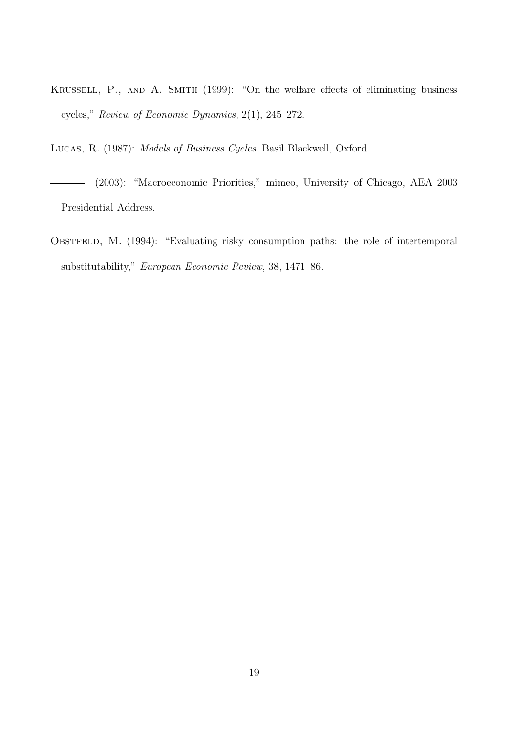Krussell, P., and A. Smith (1999): "On the welfare effects of eliminating business cycles," *Review of Economic Dynamics*, 2(1), 245–272.

Lucas, R. (1987): *Models of Business Cycles*. Basil Blackwell, Oxford.

——— (2003): "Macroeconomic Priorities," mimeo, University of Chicago, AEA 2003 Presidential Address.

Obstfeld, M. (1994): "Evaluating risky consumption paths: the role of intertemporal substitutability," *European Economic Review*, 38, 1471–86.